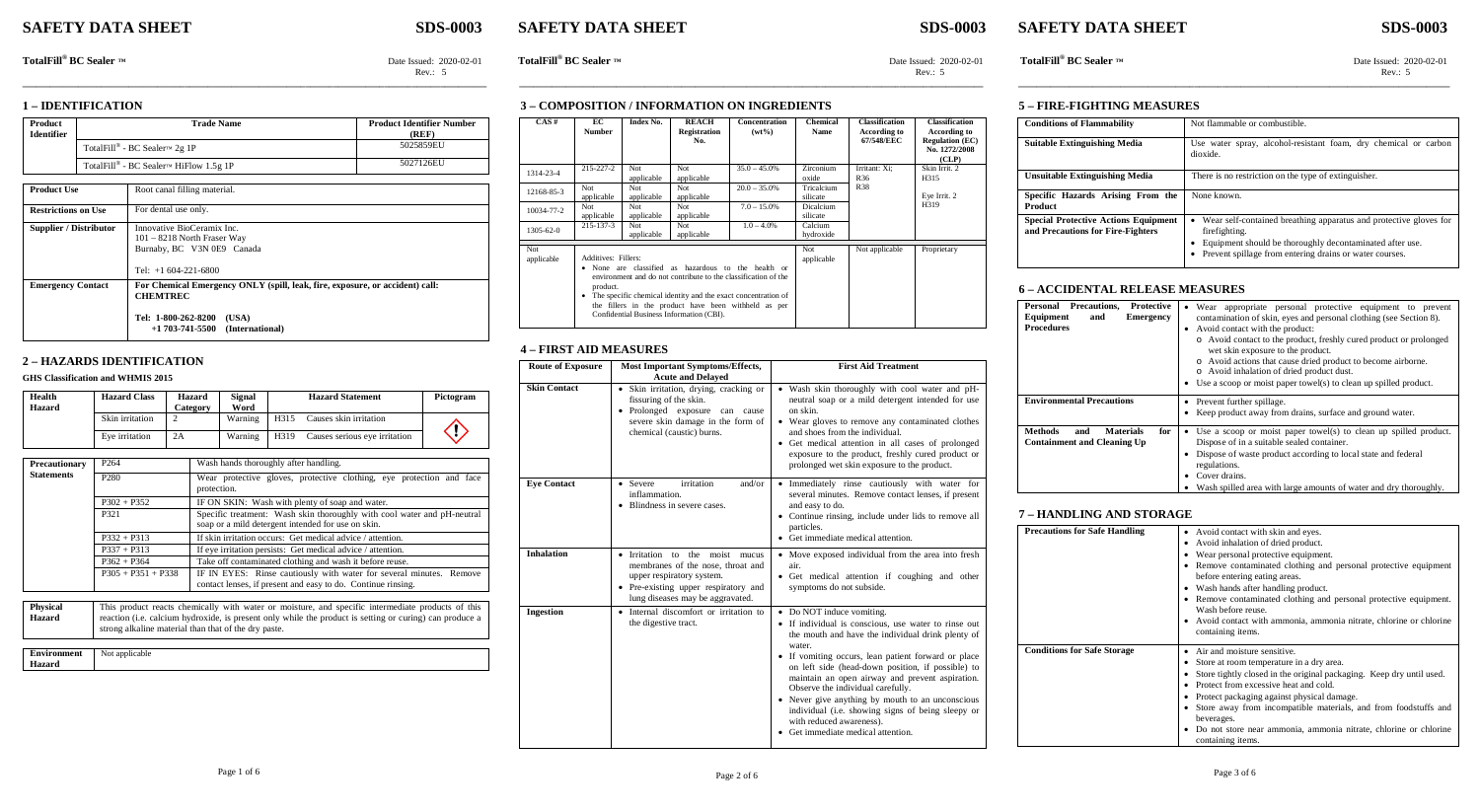# SAFETY DATA SHEET

**SDS-0003**

**TotalFill® BC Sealer ™**

Date Issued: 2020-02-01
Rev.: 5

## 1 – IDENTIFICATION

| Product Identifier | Trade Name | Product Identifier Number (REF) |
|---|---|---|
| | TotalFill® - BC Sealer™ 2g 1P | 5025859EU |
| | TotalFill® - BC Sealer™ HiFlow 1.5g 1P | 5027126EU |

| | |
|---|---|
| **Product Use** | Root canal filling material. |
| **Restrictions on Use** | For dental use only. |
| **Supplier / Distributor** | Innovative BioCeramix Inc.<br>101 – 8218 North Fraser Way<br>Burnaby, BC V3N 0E9 Canada<br><br>Tel: +1 604-221-6800 |
| **Emergency Contact** | **For Chemical Emergency ONLY (spill, leak, fire, exposure, or accident) call: CHEMTREC**<br><br>**Tel: 1-800-262-8200 (USA)**<br>**+1 703-741-5500 (International)** |

## 2 – HAZARDS IDENTIFICATION

**GHS Classification and WHMIS 2015**

| Health Hazard | Hazard Class | Hazard Category | Signal Word | Hazard Statement | Pictogram |
|---|---|---|---|---|---|
| | Skin irritation | 2 | Warning | H315 Causes skin irritation | (exclamation mark) |
| | Eye irritation | 2A | Warning | H319 Causes serious eye irritation | |

| Precautionary Statements | | |
|---|---|---|
| | P264 | Wash hands thoroughly after handling. |
| | P280 | Wear protective gloves, protective clothing, eye protection and face protection. |
| | P302 + P352 | IF ON SKIN: Wash with plenty of soap and water. |
| | P321 | Specific treatment: Wash skin thoroughly with cool water and pH-neutral soap or a mild detergent intended for use on skin. |
| | P332 + P313 | If skin irritation occurs: Get medical advice / attention. |
| | P337 + P313 | If eye irritation persists: Get medical advice / attention. |
| | P362 + P364 | Take off contaminated clothing and wash it before reuse. |
| | P305 + P351 + P338 | IF IN EYES: Rinse cautiously with water for several minutes. Remove contact lenses, if present and easy to do. Continue rinsing. |

| | |
|---|---|
| **Physical Hazard** | This product reacts chemically with water or moisture, and specific intermediate products of this reaction (i.e. calcium hydroxide, is present only while the product is setting or curing) can produce a strong alkaline material than that of the dry paste. |

| | |
|---|---|
| **Environment Hazard** | Not applicable |

## 3 – COMPOSITION / INFORMATION ON INGREDIENTS

| CAS # | EC Number | Index No. | REACH Registration No. | Concentration (wt%) | Chemical Name | Classification According to 67/548/EEC | Classification According to Regulation (EC) No. 1272/2008 (CLP) |
|---|---|---|---|---|---|---|---|
| 1314-23-4 | 215-227-2 | Not applicable | Not applicable | 35.0 – 45.0% | Zirconium oxide | Irritant: Xi; R36 | Skin Irrit. 2 H315 |
| 12168-85-3 | Not applicable | Not applicable | Not applicable | 20.0 – 35.0% | Tricalcium silicate | R38 | Eye Irrit. 2 H319 |
| 10034-77-2 | Not applicable | Not applicable | Not applicable | 7.0 – 15.0% | Dicalcium silicate | | |
| 1305-62-0 | 215-137-3 | Not applicable | Not applicable | 1.0 – 4.0% | Calcium hydroxide | | |
| Not applicable | Additives: Fillers:<br>• None are classified as hazardous to the health or environment and do not contribute to the classification of the product.<br>• The specific chemical identity and the exact concentration of the fillers in the product have been withheld as per Confidential Business Information (CBI). | | | | Not applicable | Not applicable | Proprietary |

## 4 – FIRST AID MEASURES

| Route of Exposure | Most Important Symptoms/Effects, Acute and Delayed | First Aid Treatment |
|---|---|---|
| **Skin Contact** | • Skin irritation, drying, cracking or fissuring of the skin.<br>• Prolonged exposure can cause severe skin damage in the form of chemical (caustic) burns. | • Wash skin thoroughly with cool water and pH-neutral soap or a mild detergent intended for use on skin.<br>• Wear gloves to remove any contaminated clothes and shoes from the individual.<br>• Get medical attention in all cases of prolonged exposure to the product, freshly cured product or prolonged wet skin exposure to the product. |
| **Eye Contact** | • Severe irritation and/or inflammation.<br>• Blindness in severe cases. | • Immediately rinse cautiously with water for several minutes. Remove contact lenses, if present and easy to do.<br>• Continue rinsing, include under lids to remove all particles.<br>• Get immediate medical attention. |
| **Inhalation** | • Irritation to the moist mucus membranes of the nose, throat and upper respiratory system.<br>• Pre-existing upper respiratory and lung diseases may be aggravated. | • Move exposed individual from the area into fresh air.<br>• Get medical attention if coughing and other symptoms do not subside. |
| **Ingestion** | • Internal discomfort or irritation to the digestive tract. | • Do NOT induce vomiting.<br>• If individual is conscious, use water to rinse out the mouth and have the individual drink plenty of water.<br>• If vomiting occurs, lean patient forward or place on left side (head-down position, if possible) to maintain an open airway and prevent aspiration. Observe the individual carefully.<br>• Never give anything by mouth to an unconscious individual (i.e. showing signs of being sleepy or with reduced awareness).<br>• Get immediate medical attention. |

## 5 – FIRE-FIGHTING MEASURES

| | |
|---|---|
| **Conditions of Flammability** | Not flammable or combustible. |
| **Suitable Extinguishing Media** | Use water spray, alcohol-resistant foam, dry chemical or carbon dioxide. |
| **Unsuitable Extinguishing Media** | There is no restriction on the type of extinguisher. |
| **Specific Hazards Arising From the Product** | None known. |
| **Special Protective Actions Equipment and Precautions for Fire-Fighters** | • Wear self-contained breathing apparatus and protective gloves for firefighting.<br>• Equipment should be thoroughly decontaminated after use.<br>• Prevent spillage from entering drains or water courses. |

## 6 – ACCIDENTAL RELEASE MEASURES

| | |
|---|---|
| **Personal Precautions, Protective Equipment and Emergency Procedures** | • Wear appropriate personal protective equipment to prevent contamination of skin, eyes and personal clothing (see Section 8).<br>• Avoid contact with the product:<br>o Avoid contact to the product, freshly cured product or prolonged wet skin exposure to the product.<br>o Avoid actions that cause dried product to become airborne.<br>o Avoid inhalation of dried product dust.<br>• Use a scoop or moist paper towel(s) to clean up spilled product. |
| **Environmental Precautions** | • Prevent further spillage.<br>• Keep product away from drains, surface and ground water. |
| **Methods and Materials for Containment and Cleaning Up** | • Use a scoop or moist paper towel(s) to clean up spilled product. Dispose of in a suitable sealed container.<br>• Dispose of waste product according to local state and federal regulations.<br>• Cover drains.<br>• Wash spilled area with large amounts of water and dry thoroughly. |

## 7 – HANDLING AND STORAGE

| | |
|---|---|
| **Precautions for Safe Handling** | • Avoid contact with skin and eyes.<br>• Avoid inhalation of dried product.<br>• Wear personal protective equipment.<br>• Remove contaminated clothing and personal protective equipment before entering eating areas.<br>• Wash hands after handling product.<br>• Remove contaminated clothing and personal protective equipment. Wash before reuse.<br>• Avoid contact with ammonia, ammonia nitrate, chlorine or chlorine containing items. |
| **Conditions for Safe Storage** | • Air and moisture sensitive.<br>• Store at room temperature in a dry area.<br>• Store tightly closed in the original packaging. Keep dry until used.<br>• Protect from excessive heat and cold.<br>• Protect packaging against physical damage.<br>• Store away from incompatible materials, and from foodstuffs and beverages.<br>• Do not store near ammonia, ammonia nitrate, chlorine or chlorine containing items. |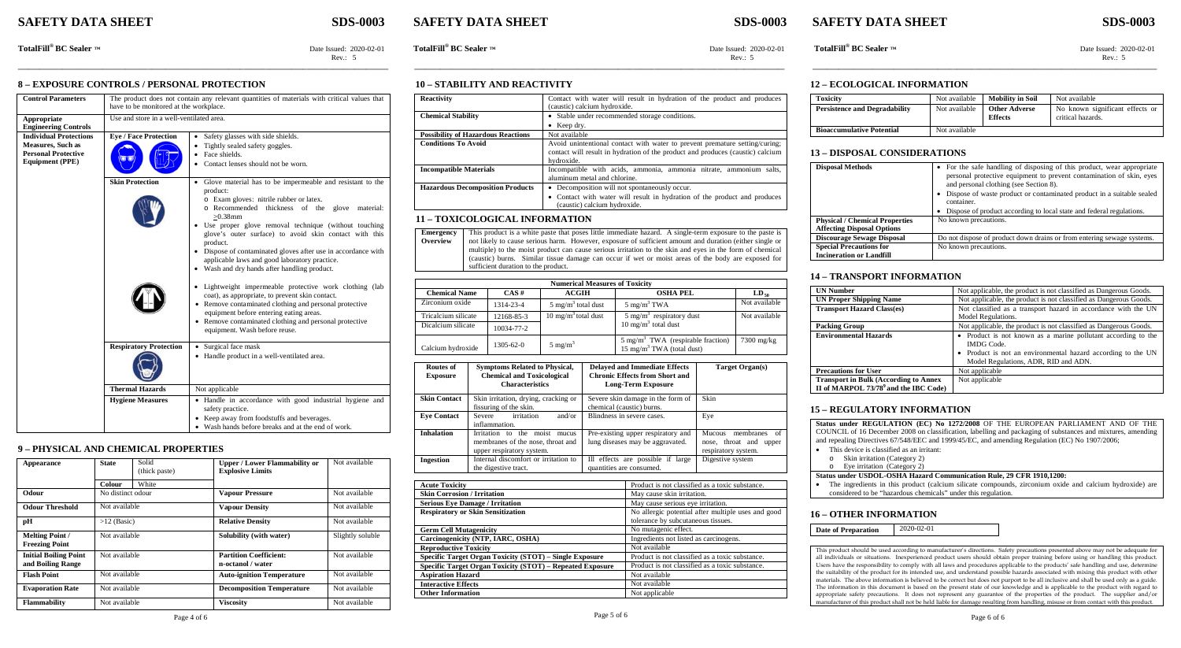## 8 – EXPOSURE CONTROLS / PERSONAL PROTECTION

| | | |
|---|---|---|
| **Control Parameters** | The product does not contain any relevant quantities of materials with critical values that have to be monitored at the workplace. | |
| **Appropriate Engineering Controls** | Use and store in a well-ventilated area. | |
| **Individual Protections Measures, Such as Personal Protective Equipment (PPE)** | **Eye / Face Protection** | • Safety glasses with side shields.<br>• Tightly sealed safety goggles.<br>• Face shields.<br>• Contact lenses should not be worn. |
| | **Skin Protection** | • Glove material has to be impermeable and resistant to the product:<br>o Exam gloves: nitrile rubber or latex.<br>o Recommended thickness of the glove material: ≥0.38mm<br>• Use proper glove removal technique (without touching glove's outer surface) to avoid skin contact with this product.<br>• Dispose of contaminated gloves after use in accordance with applicable laws and good laboratory practice.<br>• Wash and dry hands after handling product.<br>• Lightweight impermeable protective work clothing (lab coat), as appropriate, to prevent skin contact.<br>• Remove contaminated clothing and personal protective equipment before entering eating areas.<br>• Remove contaminated clothing and personal protective equipment. Wash before reuse. |
| | **Respiratory Protection** | • Surgical face mask<br>• Handle product in a well-ventilated area. |
| | **Thermal Hazards** | Not applicable |
| | **Hygiene Measures** | • Handle in accordance with good industrial hygiene and safety practice.<br>• Keep away from foodstuffs and beverages.<br>• Wash hands before breaks and at the end of work. |

## 9 – PHYSICAL AND CHEMICAL PROPERTIES

| | | | | |
|---|---|---|---|---|
| **Appearance** | **State** | Solid (thick paste) | **Upper / Lower Flammability or Explosive Limits** | Not available |
| | **Colour** | White | | |
| **Odour** | No distinct odour | | **Vapour Pressure** | Not available |
| **Odour Threshold** | Not available | | **Vapour Density** | Not available |
| **pH** | >12 (Basic) | | **Relative Density** | Not available |
| **Melting Point / Freezing Point** | Not available | | **Solubility (with water)** | Slightly soluble |
| **Initial Boiling Point and Boiling Range** | Not available | | **Partition Coefficient: n-octanol / water** | Not available |
| **Flash Point** | Not available | | **Auto-ignition Temperature** | Not available |
| **Evaporation Rate** | Not available | | **Decomposition Temperature** | Not available |
| **Flammability** | Not available | | **Viscosity** | Not available |

## 10 – STABILITY AND REACTIVITY

| | |
|---|---|
| **Reactivity** | Contact with water will result in hydration of the product and produces (caustic) calcium hydroxide. |
| **Chemical Stability** | • Stable under recommended storage conditions.<br>• Keep dry. |
| **Possibility of Hazardous Reactions** | Not available |
| **Conditions To Avoid** | Avoid unintentional contact with water to prevent premature setting/curing; contact will result in hydration of the product and produces (caustic) calcium hydroxide. |
| **Incompatible Materials** | Incompatible with acids, ammonia, ammonia nitrate, ammonium salts, aluminum metal and chlorine. |
| **Hazardous Decomposition Products** | • Decomposition will not spontaneously occur.<br>• Contact with water will result in hydration of the product and produces (caustic) calcium hydroxide. |

## 11 – TOXICOLOGICAL INFORMATION

| | |
|---|---|
| **Emergency Overview** | This product is a white paste that poses little immediate hazard. A single-term exposure to the paste is not likely to cause serious harm. However, exposure of sufficient amount and duration (either single or multiple) to the moist product can cause serious irritation to the skin and eyes in the form of chemical (caustic) burns. Similar tissue damage can occur if wet or moist areas of the body are exposed for sufficient duration to the product. |

| Numerical Measures of Toxicity | | | | |
|---|---|---|---|---|
| **Chemical Name** | **CAS #** | **ACGIH** | **OSHA PEL** | **$LD_{50}$** |
| Zirconium oxide | 1314-23-4 | 5 mg/m$^3$ total dust | 5 mg/m$^3$ TWA | Not available |
| Tricalcium silicate | 12168-85-3 | 10 mg/m$^3$ total dust | 5 mg/m$^3$ respiratory dust<br>10 mg/m$^3$ total dust | Not available |
| Dicalcium silicate | 10034-77-2 | | | |
| Calcium hydroxide | 1305-62-0 | 5 mg/m$^3$ | 5 mg/m$^3$ TWA (respirable fraction)<br>15 mg/m$^3$ TWA (total dust) | 7300 mg/kg |

| **Routes of Exposure** | **Symptoms Related to Physical, Chemical and Toxicological Characteristics** | **Delayed and Immediate Effects Chronic Effects from Short and Long-Term Exposure** | **Target Organ(s)** |
|---|---|---|---|
| **Skin Contact** | Skin irritation, drying, cracking or fissuring of the skin. | Severe skin damage in the form of chemical (caustic) burns. | Skin |
| **Eye Contact** | Severe irritation and/or inflammation. | Blindness in severe cases. | Eye |
| **Inhalation** | Irritation to the moist mucus membranes of the nose, throat and upper respiratory system. | Pre-existing upper respiratory and lung diseases may be aggravated. | Mucous membranes of nose, throat and upper respiratory system. |
| **Ingestion** | Internal discomfort or irritation to the digestive tract. | Ill effects are possible if large quantities are consumed. | Digestive system |

| | |
|---|---|
| **Acute Toxicity** | Product is not classified as a toxic substance. |
| **Skin Corrosion / Irritation** | May cause skin irritation. |
| **Serious Eye Damage / Irritation** | May cause serious eye irritation. |
| **Respiratory or Skin Sensitization** | No allergic potential after multiple uses and good tolerance by subcutaneous tissues. |
| **Germ Cell Mutagenicity** | No mutagenic effect. |
| **Carcinogenicity (NTP, IARC, OSHA)** | Ingredients not listed as carcinogens. |
| **Reproductive Toxicity** | Not available |
| **Specific Target Organ Toxicity (STOT) – Single Exposure** | Product is not classified as a toxic substance. |
| **Specific Target Organ Toxicity (STOT) – Repeated Exposure** | Product is not classified as a toxic substance. |
| **Aspiration Hazard** | Not available |
| **Interactive Effects** | Not available |
| **Other Information** | Not applicable |

## 12 – ECOLOGICAL INFORMATION

| | | | |
|---|---|---|---|
| **Toxicity** | Not available | **Mobility in Soil** | Not available |
| **Persistence and Degradability** | Not available | **Other Adverse Effects** | No known significant effects or critical hazards. |
| **Bioaccumulative Potential** | Not available | | |

## 13 – DISPOSAL CONSIDERATIONS

| | |
|---|---|
| **Disposal Methods** | • For the safe handling of disposing of this product, wear appropriate personal protective equipment to prevent contamination of skin, eyes and personal clothing (see Section 8).<br>• Dispose of waste product or contaminated product in a suitable sealed container.<br>• Dispose of product according to local state and federal regulations. |
| **Physical / Chemical Properties Affecting Disposal Options** | No known precautions. |
| **Discourage Sewage Disposal** | Do not dispose of product down drains or from entering sewage systems. |
| **Special Precautions for Incineration or Landfill** | No known precautions. |

## 14 – TRANSPORT INFORMATION

| | |
|---|---|
| **UN Number** | Not applicable, the product is not classified as Dangerous Goods. |
| **UN Proper Shipping Name** | Not applicable, the product is not classified as Dangerous Goods. |
| **Transport Hazard Class(es)** | Not classified as a transport hazard in accordance with the UN Model Regulations. |
| **Packing Group** | Not applicable, the product is not classified as Dangerous Goods. |
| **Environmental Hazards** | • Product is not known as a marine pollutant according to the IMDG Code.<br>• Product is not an environmental hazard according to the UN Model Regulations, ADR, RID and ADN. |
| **Precautions for User** | Not applicable |
| **Transport in Bulk (According to Annex II of MARPOL 73/78[5] and the IBC Code)** | Not applicable |

## 15 – REGULATORY INFORMATION

**Status under REGULATION (EC) No 1272/2008** OF THE EUROPEAN PARLIAMENT AND OF THE COUNCIL of 16 December 2008 on classification, labelling and packaging of substances and mixtures, amending and repealing Directives 67/548/EEC and 1999/45/EC, and amending Regulation (EC) No 1907/2006;

- This device is classified as an irritant:
  - o Skin irritation (Category 2)
  - o Eye irritation (Category 2)

**Status under USDOL-OSHA Hazard Communication Rule, 29 CFR 1910,1200:**

- The ingredients in this product (calcium silicate compounds, zirconium oxide and calcium hydroxide) are considered to be "hazardous chemicals" under this regulation.

## 16 – OTHER INFORMATION

| | |
|---|---|
| **Date of Preparation** | 2020-02-01 |

This product should be used according to manufacturer's directions. Safety precautions presented above may not be adequate for all individuals or situations. Inexperienced product users should obtain proper training before using or handling this product. Users have the responsibility to comply with all laws and procedures applicable to the products' safe handling and use, determine the suitability of the product for its intended use, and understand possible hazards associated with mixing this product with other materials. The above information is believed to be correct but does not purport to be all inclusive and shall be used only as a guide. The information in this document is based on the present state of our knowledge and is applicable to the product with regard to appropriate safety precautions. It does not represent any guarantee of the properties of the product. The supplier and/or manufacturer of this product shall not be held liable for damage resulting from handling, misuse or from contact with this product.